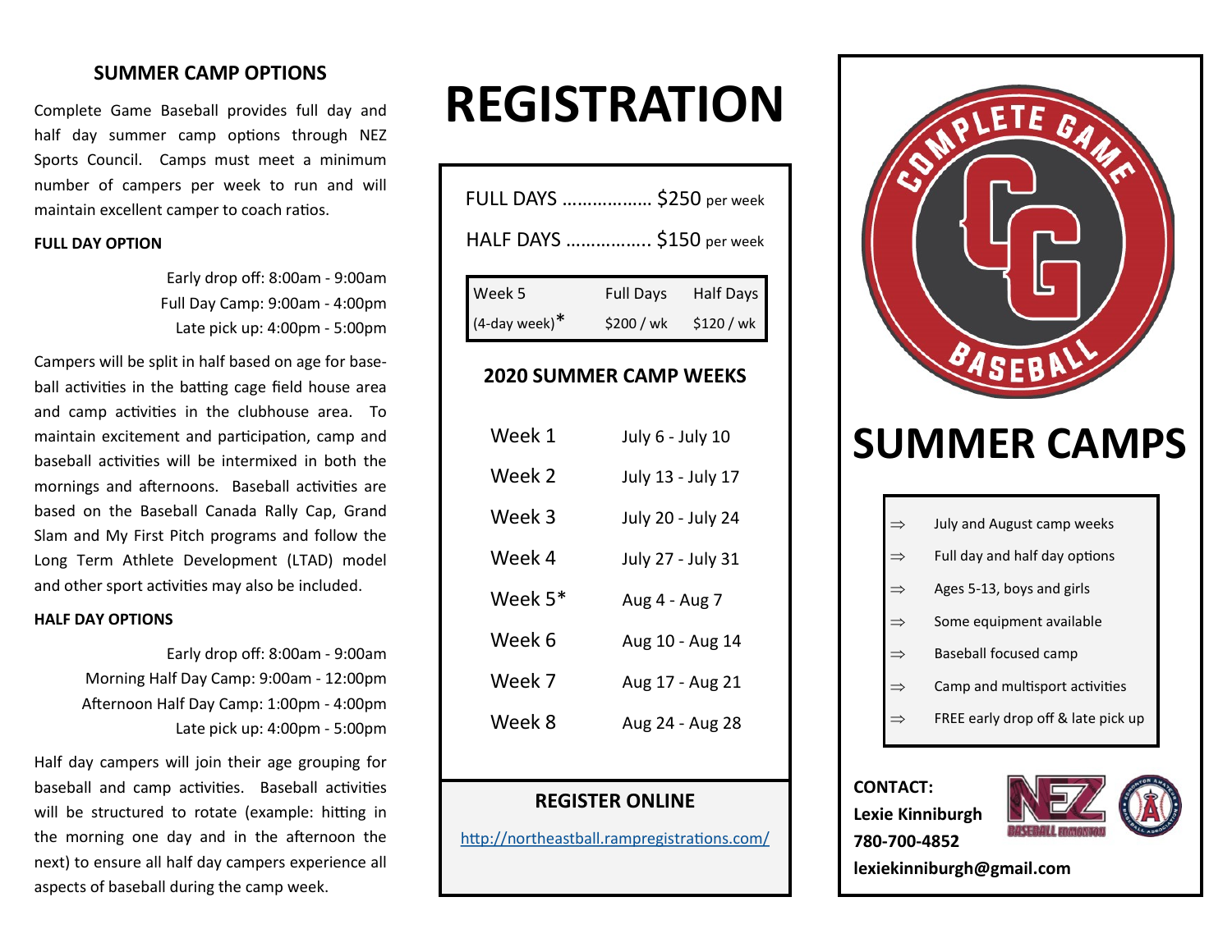## SUMMER CAMP OPTIONS

Complete Game Baseball provides full day and half day summer camp options through NEZ Sports Council. Camps must meet a minimum number of campers per week to run and will maintain excellent camper to coach ratios.

**FULL DAY OPTION**

Early drop off: 8:00am - 9:00am
Full Day Camp: 9:00am - 4:00pm
Late pick up: 4:00pm - 5:00pm

Campers will be split in half based on age for baseball activities in the batting cage field house area and camp activities in the clubhouse area. To maintain excitement and participation, camp and baseball activities will be intermixed in both the mornings and afternoons. Baseball activities are based on the Baseball Canada Rally Cap, Grand Slam and My First Pitch programs and follow the Long Term Athlete Development (LTAD) model and other sport activities may also be included.

**HALF DAY OPTIONS**

Early drop off: 8:00am - 9:00am
Morning Half Day Camp: 9:00am - 12:00pm
Afternoon Half Day Camp: 1:00pm - 4:00pm
Late pick up: 4:00pm - 5:00pm

Half day campers will join their age grouping for baseball and camp activities. Baseball activities will be structured to rotate (example: hitting in the morning one day and in the afternoon the next) to ensure all half day campers experience all aspects of baseball during the camp week.

# REGISTRATION

FULL DAYS ................. $250 per week

HALF DAYS ................. $150 per week

| | Full Days | Half Days |
|---|---|---|
| Week 5 (4-day week)* | $200 / wk | $120 / wk |

### 2020 SUMMER CAMP WEEKS

| | |
|---|---|
| Week 1 | July 6 - July 10 |
| Week 2 | July 13 - July 17 |
| Week 3 | July 20 - July 24 |
| Week 4 | July 27 - July 31 |
| Week 5* | Aug 4 - Aug 7 |
| Week 6 | Aug 10 - Aug 14 |
| Week 7 | Aug 17 - Aug 21 |
| Week 8 | Aug 24 - Aug 28 |

### REGISTER ONLINE

http://northeastball.rampregistrations.com/

COMPLETE GAME BASEBALL

# SUMMER CAMPS

- ⇒ July and August camp weeks
- ⇒ Full day and half day options
- ⇒ Ages 5-13, boys and girls
- ⇒ Some equipment available
- ⇒ Baseball focused camp
- ⇒ Camp and multisport activities
- ⇒ FREE early drop off & late pick up

**CONTACT:**
**Lexie Kinniburgh**
**780-700-4852**
**lexiekinniburgh@gmail.com**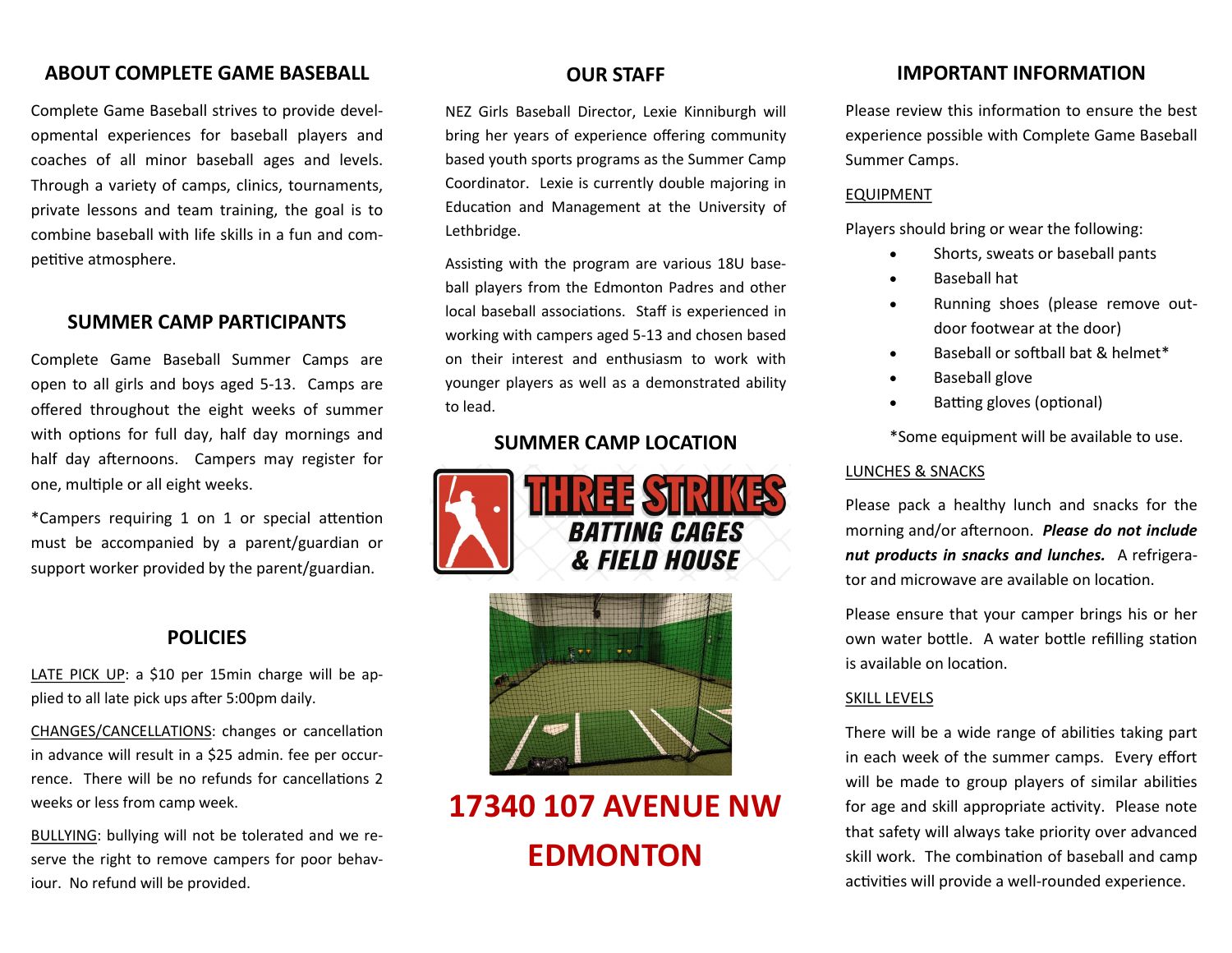## ABOUT COMPLETE GAME BASEBALL

Complete Game Baseball strives to provide developmental experiences for baseball players and coaches of all minor baseball ages and levels. Through a variety of camps, clinics, tournaments, private lessons and team training, the goal is to combine baseball with life skills in a fun and competitive atmosphere.

## SUMMER CAMP PARTICIPANTS

Complete Game Baseball Summer Camps are open to all girls and boys aged 5-13. Camps are offered throughout the eight weeks of summer with options for full day, half day mornings and half day afternoons. Campers may register for one, multiple or all eight weeks.

*Campers requiring 1 on 1 or special attention must be accompanied by a parent/guardian or support worker provided by the parent/guardian.

## POLICIES

LATE PICK UP: a $10 per 15min charge will be applied to all late pick ups after 5:00pm daily.

CHANGES/CANCELLATIONS: changes or cancellation in advance will result in a $25 admin. fee per occurrence. There will be no refunds for cancellations 2 weeks or less from camp week.

BULLYING: bullying will not be tolerated and we reserve the right to remove campers for poor behaviour. No refund will be provided.

## OUR STAFF

NEZ Girls Baseball Director, Lexie Kinniburgh will bring her years of experience offering community based youth sports programs as the Summer Camp Coordinator. Lexie is currently double majoring in Education and Management at the University of Lethbridge.

Assisting with the program are various 18U baseball players from the Edmonton Padres and other local baseball associations. Staff is experienced in working with campers aged 5-13 and chosen based on their interest and enthusiasm to work with younger players as well as a demonstrated ability to lead.

## SUMMER CAMP LOCATION

THREE STRIKES
BATTING CAGES & FIELD HOUSE

**17340 107 AVENUE NW EDMONTON**

## IMPORTANT INFORMATION

Please review this information to ensure the best experience possible with Complete Game Baseball Summer Camps.

EQUIPMENT

Players should bring or wear the following:

- Shorts, sweats or baseball pants
- Baseball hat
- Running shoes (please remove outdoor footwear at the door)
- Baseball or softball bat & helmet*
- Baseball glove
- Batting gloves (optional)

*Some equipment will be available to use.

LUNCHES & SNACKS

Please pack a healthy lunch and snacks for the morning and/or afternoon. ***Please do not include nut products in snacks and lunches.*** A refrigerator and microwave are available on location.

Please ensure that your camper brings his or her own water bottle. A water bottle refilling station is available on location.

SKILL LEVELS

There will be a wide range of abilities taking part in each week of the summer camps. Every effort will be made to group players of similar abilities for age and skill appropriate activity. Please note that safety will always take priority over advanced skill work. The combination of baseball and camp activities will provide a well-rounded experience.